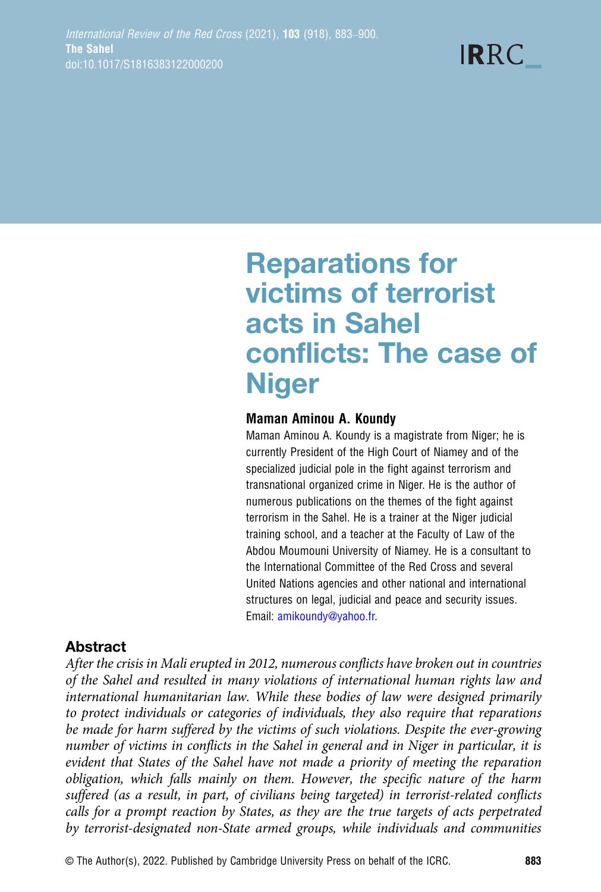# Reparations for victims of terrorist acts in Sahel conflicts: The case of Niger

**Maman Aminou A. Koundy**

Maman Aminou A. Koundy is a magistrate from Niger; he is currently President of the High Court of Niamey and of the specialized judicial pole in the fight against terrorism and transnational organized crime in Niger. He is the author of numerous publications on the themes of the fight against terrorism in the Sahel. He is a trainer at the Niger judicial training school, and a teacher at the Faculty of Law of the Abdou Moumouni University of Niamey. He is a consultant to the International Committee of the Red Cross and several United Nations agencies and other national and international structures on legal, judicial and peace and security issues. Email: amikoundy@yahoo.fr.

## Abstract

*After the crisis in Mali erupted in 2012, numerous conflicts have broken out in countries of the Sahel and resulted in many violations of international human rights law and international humanitarian law. While these bodies of law were designed primarily to protect individuals or categories of individuals, they also require that reparations be made for harm suffered by the victims of such violations. Despite the ever-growing number of victims in conflicts in the Sahel in general and in Niger in particular, it is evident that States of the Sahel have not made a priority of meeting the reparation obligation, which falls mainly on them. However, the specific nature of the harm suffered (as a result, in part, of civilians being targeted) in terrorist-related conflicts calls for a prompt reaction by States, as they are the true targets of acts perpetrated by terrorist-designated non-State armed groups, while individuals and communities*

© The Author(s), 2022. Published by Cambridge University Press on behalf of the ICRC.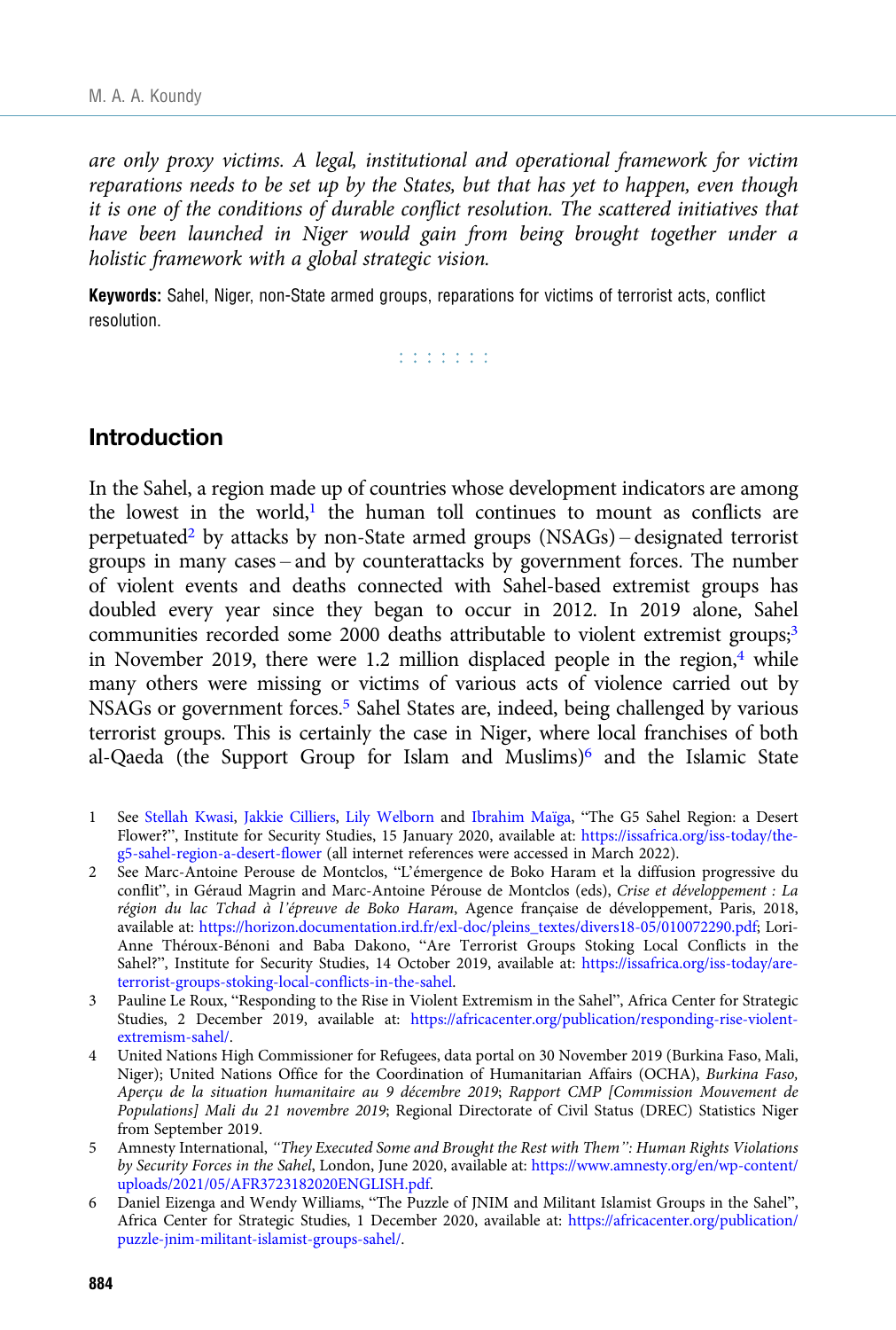*are only proxy victims. A legal, institutional and operational framework for victim reparations needs to be set up by the States, but that has yet to happen, even though it is one of the conditions of durable conflict resolution. The scattered initiatives that have been launched in Niger would gain from being brought together under a holistic framework with a global strategic vision.*

**Keywords:** Sahel, Niger, non-State armed groups, reparations for victims of terrorist acts, conflict resolution.

## Introduction

In the Sahel, a region made up of countries whose development indicators are among the lowest in the world,[1] the human toll continues to mount as conflicts are perpetuated[2] by attacks by non-State armed groups (NSAGs) – designated terrorist groups in many cases – and by counterattacks by government forces. The number of violent events and deaths connected with Sahel-based extremist groups has doubled every year since they began to occur in 2012. In 2019 alone, Sahel communities recorded some 2000 deaths attributable to violent extremist groups;[3] in November 2019, there were 1.2 million displaced people in the region,[4] while many others were missing or victims of various acts of violence carried out by NSAGs or government forces.[5] Sahel States are, indeed, being challenged by various terrorist groups. This is certainly the case in Niger, where local franchises of both al-Qaeda (the Support Group for Islam and Muslims)[6] and the Islamic State

1 See Stellah Kwasi, Jakkie Cilliers, Lily Welborn and Ibrahim Maïga, "The G5 Sahel Region: a Desert Flower?", Institute for Security Studies, 15 January 2020, available at: https://issafrica.org/iss-today/the-g5-sahel-region-a-desert-flower (all internet references were accessed in March 2022).

2 See Marc-Antoine Perouse de Montclos, "L'émergence de Boko Haram et la diffusion progressive du conflit", in Géraud Magrin and Marc-Antoine Pérouse de Montclos (eds), *Crise et développement : La région du lac Tchad à l'épreuve de Boko Haram*, Agence française de développement, Paris, 2018, available at: https://horizon.documentation.ird.fr/exl-doc/pleins_textes/divers18-05/010072290.pdf; Lori-Anne Théroux-Bénoni and Baba Dakono, "Are Terrorist Groups Stoking Local Conflicts in the Sahel?", Institute for Security Studies, 14 October 2019, available at: https://issafrica.org/iss-today/are-terrorist-groups-stoking-local-conflicts-in-the-sahel.

3 Pauline Le Roux, "Responding to the Rise in Violent Extremism in the Sahel", Africa Center for Strategic Studies, 2 December 2019, available at: https://africacenter.org/publication/responding-rise-violent-extremism-sahel/.

4 United Nations High Commissioner for Refugees, data portal on 30 November 2019 (Burkina Faso, Mali, Niger); United Nations Office for the Coordination of Humanitarian Affairs (OCHA), *Burkina Faso, Aperçu de la situation humanitaire au 9 décembre 2019*; *Rapport CMP [Commission Mouvement de Populations] Mali du 21 novembre 2019*; Regional Directorate of Civil Status (DREC) Statistics Niger from September 2019.

5 Amnesty International, *"They Executed Some and Brought the Rest with Them": Human Rights Violations by Security Forces in the Sahel*, London, June 2020, available at: https://www.amnesty.org/en/wp-content/uploads/2021/05/AFR3723182020ENGLISH.pdf.

6 Daniel Eizenga and Wendy Williams, "The Puzzle of JNIM and Militant Islamist Groups in the Sahel", Africa Center for Strategic Studies, 1 December 2020, available at: https://africacenter.org/publication/puzzle-jnim-militant-islamist-groups-sahel/.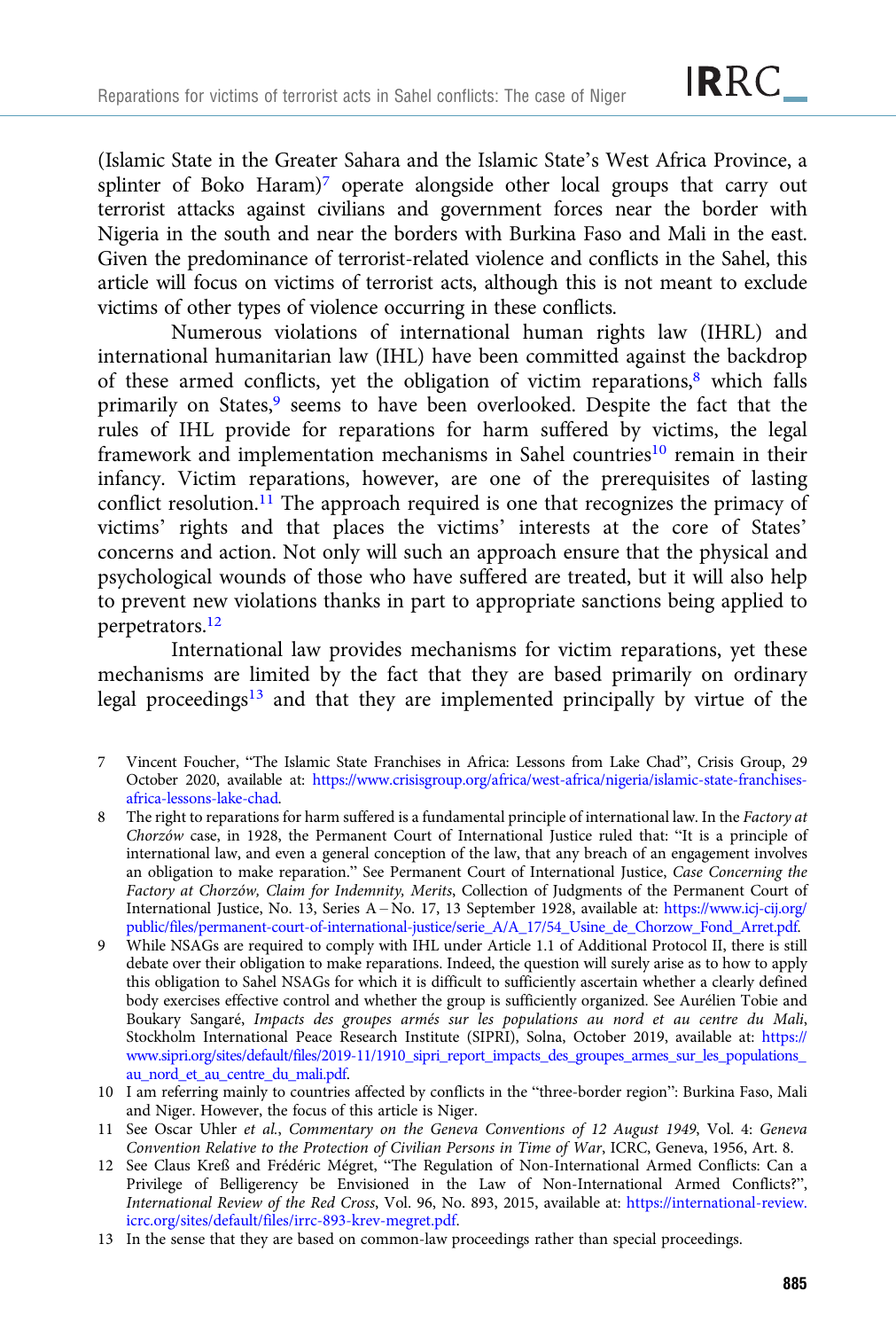(Islamic State in the Greater Sahara and the Islamic State's West Africa Province, a splinter of Boko Haram)[7] operate alongside other local groups that carry out terrorist attacks against civilians and government forces near the border with Nigeria in the south and near the borders with Burkina Faso and Mali in the east. Given the predominance of terrorist-related violence and conflicts in the Sahel, this article will focus on victims of terrorist acts, although this is not meant to exclude victims of other types of violence occurring in these conflicts.

Numerous violations of international human rights law (IHRL) and international humanitarian law (IHL) have been committed against the backdrop of these armed conflicts, yet the obligation of victim reparations,[8] which falls primarily on States,[9] seems to have been overlooked. Despite the fact that the rules of IHL provide for reparations for harm suffered by victims, the legal framework and implementation mechanisms in Sahel countries[10] remain in their infancy. Victim reparations, however, are one of the prerequisites of lasting conflict resolution.[11] The approach required is one that recognizes the primacy of victims' rights and that places the victims' interests at the core of States' concerns and action. Not only will such an approach ensure that the physical and psychological wounds of those who have suffered are treated, but it will also help to prevent new violations thanks in part to appropriate sanctions being applied to perpetrators.[12]

International law provides mechanisms for victim reparations, yet these mechanisms are limited by the fact that they are based primarily on ordinary legal proceedings[13] and that they are implemented principally by virtue of the

---

7 Vincent Foucher, "The Islamic State Franchises in Africa: Lessons from Lake Chad", Crisis Group, 29 October 2020, available at: https://www.crisisgroup.org/africa/west-africa/nigeria/islamic-state-franchises-africa-lessons-lake-chad.

8 The right to reparations for harm suffered is a fundamental principle of international law. In the *Factory at Chorzów* case, in 1928, the Permanent Court of International Justice ruled that: "It is a principle of international law, and even a general conception of the law, that any breach of an engagement involves an obligation to make reparation." See Permanent Court of International Justice, *Case Concerning the Factory at Chorzów, Claim for Indemnity, Merits*, Collection of Judgments of the Permanent Court of International Justice, No. 13, Series A – No. 17, 13 September 1928, available at: https://www.icj-cij.org/public/files/permanent-court-of-international-justice/serie_A/A_17/54_Usine_de_Chorzow_Fond_Arret.pdf.

9 While NSAGs are required to comply with IHL under Article 1.1 of Additional Protocol II, there is still debate over their obligation to make reparations. Indeed, the question will surely arise as to how to apply this obligation to Sahel NSAGs for which it is difficult to sufficiently ascertain whether a clearly defined body exercises effective control and whether the group is sufficiently organized. See Aurélien Tobie and Boukary Sangaré, *Impacts des groupes armés sur les populations au nord et au centre du Mali*, Stockholm International Peace Research Institute (SIPRI), Solna, October 2019, available at: https://www.sipri.org/sites/default/files/2019-11/1910_sipri_report_impacts_des_groupes_armes_sur_les_populations_au_nord_et_au_centre_du_mali.pdf.

10 I am referring mainly to countries affected by conflicts in the "three-border region": Burkina Faso, Mali and Niger. However, the focus of this article is Niger.

11 See Oscar Uhler *et al.*, *Commentary on the Geneva Conventions of 12 August 1949*, Vol. 4: *Geneva Convention Relative to the Protection of Civilian Persons in Time of War*, ICRC, Geneva, 1956, Art. 8.

12 See Claus Kreß and Frédéric Mégret, "The Regulation of Non-International Armed Conflicts: Can a Privilege of Belligerency be Envisioned in the Law of Non-International Armed Conflicts?", *International Review of the Red Cross*, Vol. 96, No. 893, 2015, available at: https://international-review.icrc.org/sites/default/files/irrc-893-krev-megret.pdf.

13 In the sense that they are based on common-law proceedings rather than special proceedings.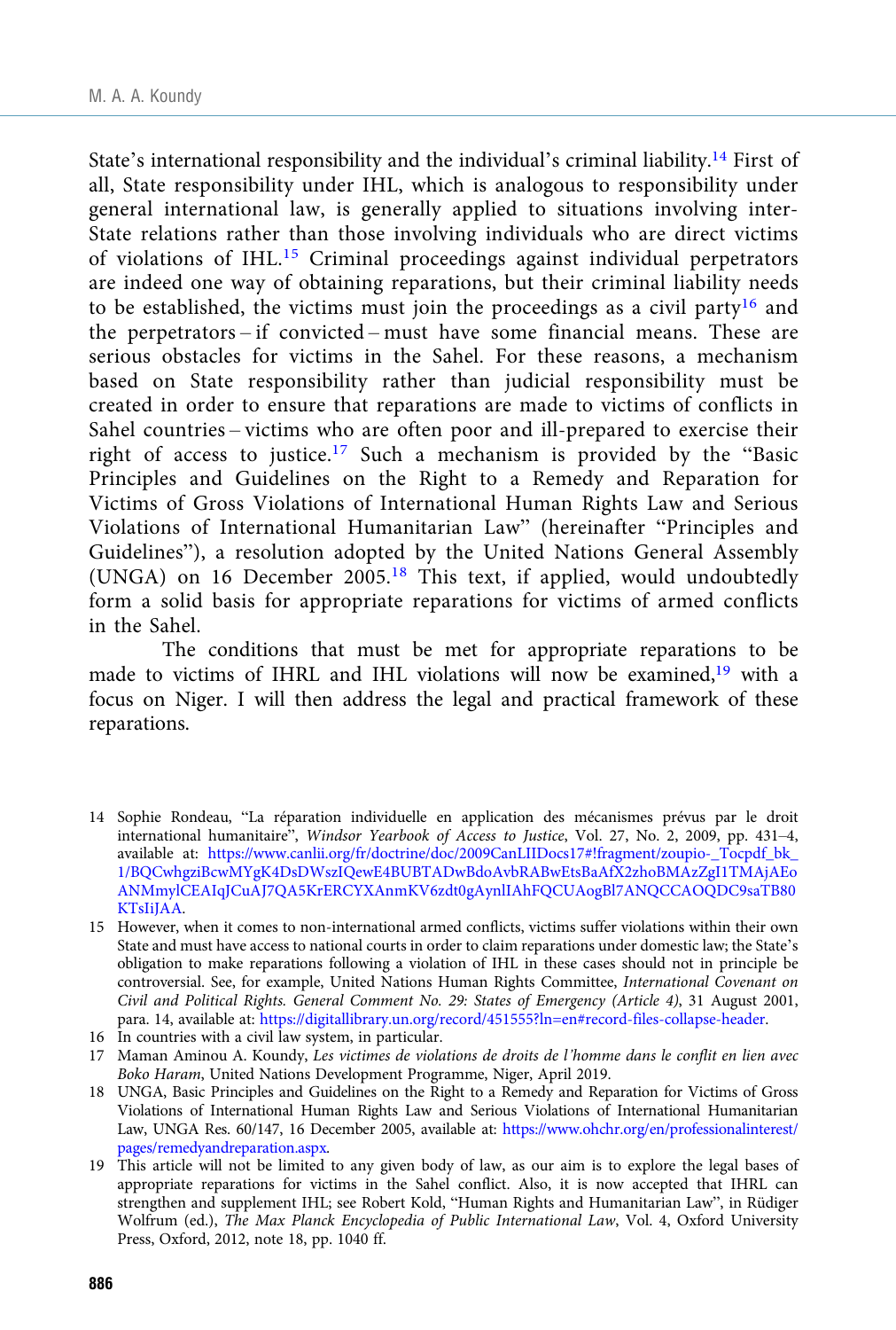State's international responsibility and the individual's criminal liability.[14] First of all, State responsibility under IHL, which is analogous to responsibility under general international law, is generally applied to situations involving inter-State relations rather than those involving individuals who are direct victims of violations of IHL.[15] Criminal proceedings against individual perpetrators are indeed one way of obtaining reparations, but their criminal liability needs to be established, the victims must join the proceedings as a civil party[16] and the perpetrators – if convicted – must have some financial means. These are serious obstacles for victims in the Sahel. For these reasons, a mechanism based on State responsibility rather than judicial responsibility must be created in order to ensure that reparations are made to victims of conflicts in Sahel countries – victims who are often poor and ill-prepared to exercise their right of access to justice.[17] Such a mechanism is provided by the "Basic Principles and Guidelines on the Right to a Remedy and Reparation for Victims of Gross Violations of International Human Rights Law and Serious Violations of International Humanitarian Law" (hereinafter "Principles and Guidelines"), a resolution adopted by the United Nations General Assembly (UNGA) on 16 December 2005.[18] This text, if applied, would undoubtedly form a solid basis for appropriate reparations for victims of armed conflicts in the Sahel.

The conditions that must be met for appropriate reparations to be made to victims of IHRL and IHL violations will now be examined,[19] with a focus on Niger. I will then address the legal and practical framework of these reparations.

---

14 Sophie Rondeau, "La réparation individuelle en application des mécanismes prévus par le droit international humanitaire", *Windsor Yearbook of Access to Justice*, Vol. 27, No. 2, 2009, pp. 431–4, available at: https://www.canlii.org/fr/doctrine/doc/2009CanLIIDocs17#!fragment/zoupio-_Tocpdf_bk_1/BQCwhgziBcwMYgK4DsDWszIQewE4BUBTADwBdoAvbRABwEtsBaAfX2zhoBMAzZgI1TMAjAEoANMmylCEAIqJCuAJ7QA5KrERCYXAnmKV6zdt0gAynlIAhFQCUAogBl7ANQCCAOQDC9saTB80KTsIiJAA.

15 However, when it comes to non-international armed conflicts, victims suffer violations within their own State and must have access to national courts in order to claim reparations under domestic law; the State's obligation to make reparations following a violation of IHL in these cases should not in principle be controversial. See, for example, United Nations Human Rights Committee, *International Covenant on Civil and Political Rights. General Comment No. 29: States of Emergency (Article 4)*, 31 August 2001, para. 14, available at: https://digitallibrary.un.org/record/451555?ln=en#record-files-collapse-header.

16 In countries with a civil law system, in particular.

17 Maman Aminou A. Koundy, *Les victimes de violations de droits de l'homme dans le conflit en lien avec Boko Haram*, United Nations Development Programme, Niger, April 2019.

18 UNGA, Basic Principles and Guidelines on the Right to a Remedy and Reparation for Victims of Gross Violations of International Human Rights Law and Serious Violations of International Humanitarian Law, UNGA Res. 60/147, 16 December 2005, available at: https://www.ohchr.org/en/professionalinterest/pages/remedyandreparation.aspx.

19 This article will not be limited to any given body of law, as our aim is to explore the legal bases of appropriate reparations for victims in the Sahel conflict. Also, it is now accepted that IHRL can strengthen and supplement IHL; see Robert Kold, "Human Rights and Humanitarian Law", in Rüdiger Wolfrum (ed.), *The Max Planck Encyclopedia of Public International Law*, Vol. 4, Oxford University Press, Oxford, 2012, note 18, pp. 1040 ff.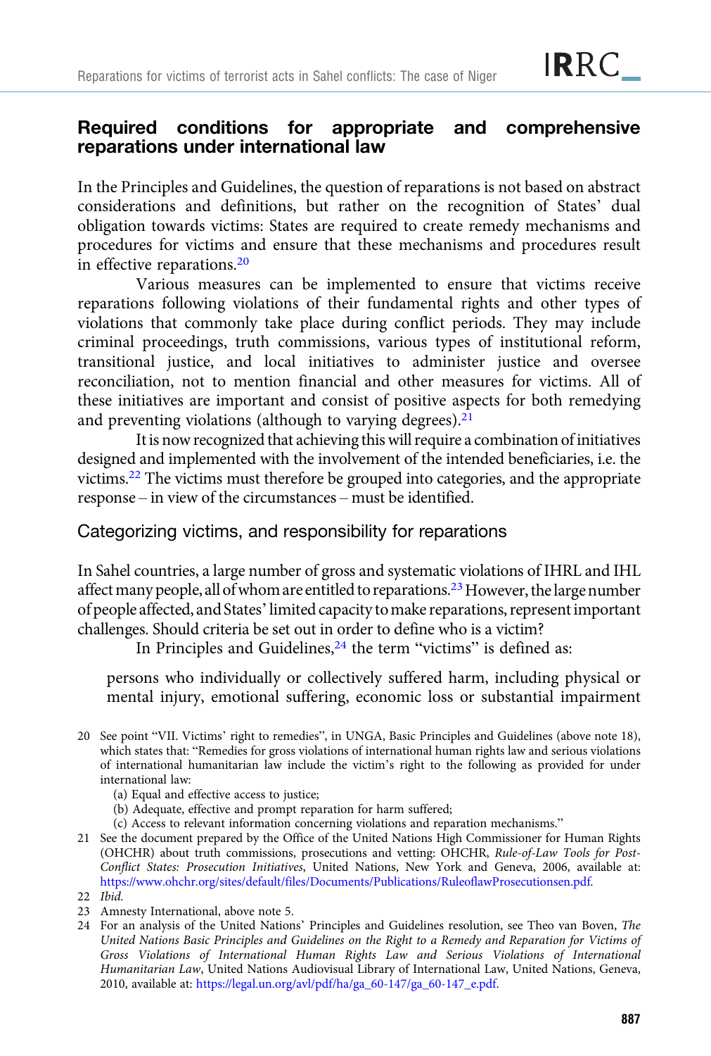## Required conditions for appropriate and comprehensive reparations under international law

In the Principles and Guidelines, the question of reparations is not based on abstract considerations and definitions, but rather on the recognition of States' dual obligation towards victims: States are required to create remedy mechanisms and procedures for victims and ensure that these mechanisms and procedures result in effective reparations.[20]

Various measures can be implemented to ensure that victims receive reparations following violations of their fundamental rights and other types of violations that commonly take place during conflict periods. They may include criminal proceedings, truth commissions, various types of institutional reform, transitional justice, and local initiatives to administer justice and oversee reconciliation, not to mention financial and other measures for victims. All of these initiatives are important and consist of positive aspects for both remedying and preventing violations (although to varying degrees).[21]

It is now recognized that achieving this will require a combination of initiatives designed and implemented with the involvement of the intended beneficiaries, i.e. the victims.[22] The victims must therefore be grouped into categories, and the appropriate response – in view of the circumstances – must be identified.

### Categorizing victims, and responsibility for reparations

In Sahel countries, a large number of gross and systematic violations of IHRL and IHL affect many people, all of whom are entitled to reparations.[23] However, the large number of people affected, and States' limited capacity to make reparations, represent important challenges. Should criteria be set out in order to define who is a victim?

In Principles and Guidelines,[24] the term "victims" is defined as:

> persons who individually or collectively suffered harm, including physical or mental injury, emotional suffering, economic loss or substantial impairment

---

20 See point "VII. Victims' right to remedies", in UNGA, Basic Principles and Guidelines (above note 18), which states that: "Remedies for gross violations of international human rights law and serious violations of international humanitarian law include the victim's right to the following as provided for under international law:
(a) Equal and effective access to justice;
(b) Adequate, effective and prompt reparation for harm suffered;
(c) Access to relevant information concerning violations and reparation mechanisms."

21 See the document prepared by the Office of the United Nations High Commissioner for Human Rights (OHCHR) about truth commissions, prosecutions and vetting: OHCHR, *Rule-of-Law Tools for Post-Conflict States: Prosecution Initiatives*, United Nations, New York and Geneva, 2006, available at: https://www.ohchr.org/sites/default/files/Documents/Publications/RuleoflawProsecutionsen.pdf.

22 *Ibid.*

23 Amnesty International, above note 5.

24 For an analysis of the United Nations' Principles and Guidelines resolution, see Theo van Boven, *The United Nations Basic Principles and Guidelines on the Right to a Remedy and Reparation for Victims of Gross Violations of International Human Rights Law and Serious Violations of International Humanitarian Law*, United Nations Audiovisual Library of International Law, United Nations, Geneva, 2010, available at: https://legal.un.org/avl/pdf/ha/ga_60-147/ga_60-147_e.pdf.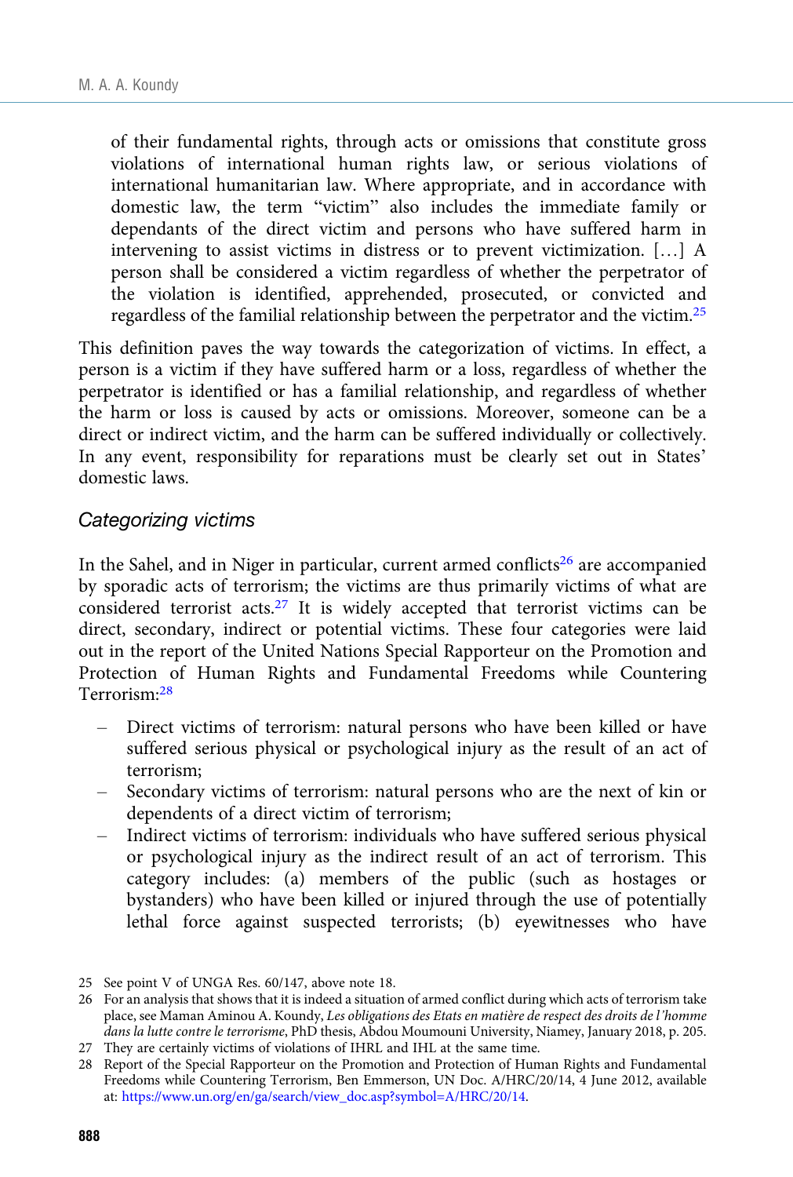> of their fundamental rights, through acts or omissions that constitute gross violations of international human rights law, or serious violations of international humanitarian law. Where appropriate, and in accordance with domestic law, the term "victim" also includes the immediate family or dependants of the direct victim and persons who have suffered harm in intervening to assist victims in distress or to prevent victimization. […] A person shall be considered a victim regardless of whether the perpetrator of the violation is identified, apprehended, prosecuted, or convicted and regardless of the familial relationship between the perpetrator and the victim.[25]

This definition paves the way towards the categorization of victims. In effect, a person is a victim if they have suffered harm or a loss, regardless of whether the perpetrator is identified or has a familial relationship, and regardless of whether the harm or loss is caused by acts or omissions. Moreover, someone can be a direct or indirect victim, and the harm can be suffered individually or collectively. In any event, responsibility for reparations must be clearly set out in States' domestic laws.

### *Categorizing victims*

In the Sahel, and in Niger in particular, current armed conflicts[26] are accompanied by sporadic acts of terrorism; the victims are thus primarily victims of what are considered terrorist acts.[27] It is widely accepted that terrorist victims can be direct, secondary, indirect or potential victims. These four categories were laid out in the report of the United Nations Special Rapporteur on the Promotion and Protection of Human Rights and Fundamental Freedoms while Countering Terrorism:[28]

- Direct victims of terrorism: natural persons who have been killed or have suffered serious physical or psychological injury as the result of an act of terrorism;
- Secondary victims of terrorism: natural persons who are the next of kin or dependents of a direct victim of terrorism;
- Indirect victims of terrorism: individuals who have suffered serious physical or psychological injury as the indirect result of an act of terrorism. This category includes: (a) members of the public (such as hostages or bystanders) who have been killed or injured through the use of potentially lethal force against suspected terrorists; (b) eyewitnesses who have

---

25 See point V of UNGA Res. 60/147, above note 18.

26 For an analysis that shows that it is indeed a situation of armed conflict during which acts of terrorism take place, see Maman Aminou A. Koundy, *Les obligations des Etats en matière de respect des droits de l'homme dans la lutte contre le terrorisme*, PhD thesis, Abdou Moumouni University, Niamey, January 2018, p. 205.

27 They are certainly victims of violations of IHRL and IHL at the same time.

28 Report of the Special Rapporteur on the Promotion and Protection of Human Rights and Fundamental Freedoms while Countering Terrorism, Ben Emmerson, UN Doc. A/HRC/20/14, 4 June 2012, available at: https://www.un.org/en/ga/search/view_doc.asp?symbol=A/HRC/20/14.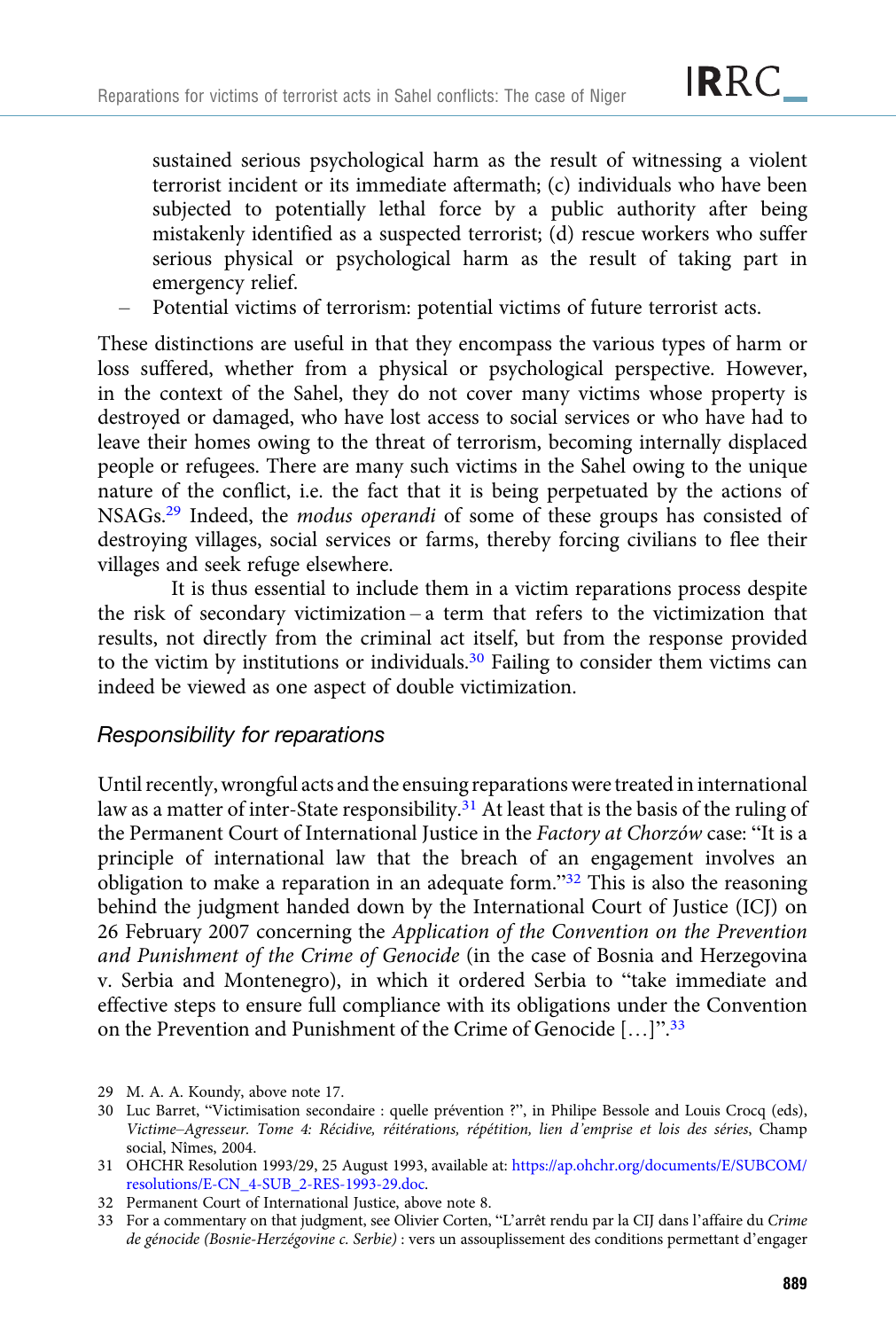sustained serious psychological harm as the result of witnessing a violent terrorist incident or its immediate aftermath; (c) individuals who have been subjected to potentially lethal force by a public authority after being mistakenly identified as a suspected terrorist; (d) rescue workers who suffer serious physical or psychological harm as the result of taking part in emergency relief.

– Potential victims of terrorism: potential victims of future terrorist acts.

These distinctions are useful in that they encompass the various types of harm or loss suffered, whether from a physical or psychological perspective. However, in the context of the Sahel, they do not cover many victims whose property is destroyed or damaged, who have lost access to social services or who have had to leave their homes owing to the threat of terrorism, becoming internally displaced people or refugees. There are many such victims in the Sahel owing to the unique nature of the conflict, i.e. the fact that it is being perpetuated by the actions of NSAGs.[29] Indeed, the *modus operandi* of some of these groups has consisted of destroying villages, social services or farms, thereby forcing civilians to flee their villages and seek refuge elsewhere.

It is thus essential to include them in a victim reparations process despite the risk of secondary victimization – a term that refers to the victimization that results, not directly from the criminal act itself, but from the response provided to the victim by institutions or individuals.[30] Failing to consider them victims can indeed be viewed as one aspect of double victimization.

### Responsibility for reparations

Until recently, wrongful acts and the ensuing reparations were treated in international law as a matter of inter-State responsibility.[31] At least that is the basis of the ruling of the Permanent Court of International Justice in the *Factory at Chorzów* case: "It is a principle of international law that the breach of an engagement involves an obligation to make a reparation in an adequate form."[32] This is also the reasoning behind the judgment handed down by the International Court of Justice (ICJ) on 26 February 2007 concerning the *Application of the Convention on the Prevention and Punishment of the Crime of Genocide* (in the case of Bosnia and Herzegovina v. Serbia and Montenegro), in which it ordered Serbia to "take immediate and effective steps to ensure full compliance with its obligations under the Convention on the Prevention and Punishment of the Crime of Genocide […]".[33]

29 M. A. A. Koundy, above note 17.

30 Luc Barret, "Victimisation secondaire : quelle prévention ?", in Philipe Bessole and Louis Crocq (eds), *Victime–Agresseur. Tome 4: Récidive, réitérations, répétition, lien d'emprise et lois des séries*, Champ social, Nîmes, 2004.

31 OHCHR Resolution 1993/29, 25 August 1993, available at: https://ap.ohchr.org/documents/E/SUBCOM/resolutions/E-CN_4-SUB_2-RES-1993-29.doc.

32 Permanent Court of International Justice, above note 8.

33 For a commentary on that judgment, see Olivier Corten, "L'arrêt rendu par la CIJ dans l'affaire du *Crime de génocide (Bosnie-Herzégovine c. Serbie)* : vers un assouplissement des conditions permettant d'engager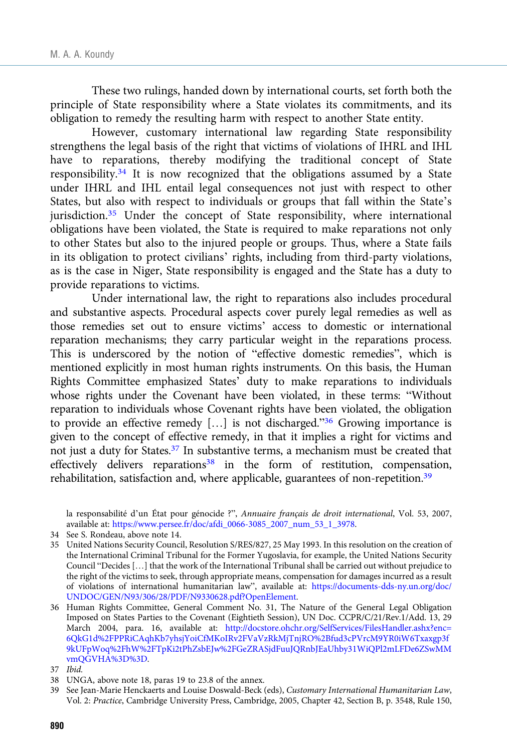These two rulings, handed down by international courts, set forth both the principle of State responsibility where a State violates its commitments, and its obligation to remedy the resulting harm with respect to another State entity.

However, customary international law regarding State responsibility strengthens the legal basis of the right that victims of violations of IHRL and IHL have to reparations, thereby modifying the traditional concept of State responsibility.[34] It is now recognized that the obligations assumed by a State under IHRL and IHL entail legal consequences not just with respect to other States, but also with respect to individuals or groups that fall within the State's jurisdiction.[35] Under the concept of State responsibility, where international obligations have been violated, the State is required to make reparations not only to other States but also to the injured people or groups. Thus, where a State fails in its obligation to protect civilians' rights, including from third-party violations, as is the case in Niger, State responsibility is engaged and the State has a duty to provide reparations to victims.

Under international law, the right to reparations also includes procedural and substantive aspects. Procedural aspects cover purely legal remedies as well as those remedies set out to ensure victims' access to domestic or international reparation mechanisms; they carry particular weight in the reparations process. This is underscored by the notion of "effective domestic remedies", which is mentioned explicitly in most human rights instruments. On this basis, the Human Rights Committee emphasized States' duty to make reparations to individuals whose rights under the Covenant have been violated, in these terms: "Without reparation to individuals whose Covenant rights have been violated, the obligation to provide an effective remedy […] is not discharged."[36] Growing importance is given to the concept of effective remedy, in that it implies a right for victims and not just a duty for States.[37] In substantive terms, a mechanism must be created that effectively delivers reparations[38] in the form of restitution, compensation, rehabilitation, satisfaction and, where applicable, guarantees of non-repetition.[39]

la responsabilité d'un État pour génocide ?", *Annuaire français de droit international*, Vol. 53, 2007, available at: https://www.persee.fr/doc/afdi_0066-3085_2007_num_53_1_3978.

34 See S. Rondeau, above note 14.

35 United Nations Security Council, Resolution S/RES/827, 25 May 1993. In this resolution on the creation of the International Criminal Tribunal for the Former Yugoslavia, for example, the United Nations Security Council "Decides […] that the work of the International Tribunal shall be carried out without prejudice to the right of the victims to seek, through appropriate means, compensation for damages incurred as a result of violations of international humanitarian law", available at: https://documents-dds-ny.un.org/doc/UNDOC/GEN/N93/306/28/PDF/N9330628.pdf?OpenElement.

36 Human Rights Committee, General Comment No. 31, The Nature of the General Legal Obligation Imposed on States Parties to the Covenant (Eightieth Session), UN Doc. CCPR/C/21/Rev.1/Add. 13, 29 March 2004, para. 16, available at: http://docstore.ohchr.org/SelfServices/FilesHandler.ashx?enc=6QkG1d%2FPPRiCAqhKb7yhsjYoiCfMKoIRv2FVaVzRkMjTnjRO%2Bfud3cPVrcM9YR0iW6Txaxgp3f9kUFpWoq%2FhW%2FTpKi2tPhZsbEJw%2FGeZRASjdFuuJQRnbJEaUhby31WiQPl2mLFDe6ZSwMMvmQGVHA%3D%3D.

37 *Ibid.*

38 UNGA, above note 18, paras 19 to 23.8 of the annex.

39 See Jean-Marie Henckaerts and Louise Doswald-Beck (eds), *Customary International Humanitarian Law*, Vol. 2: *Practice*, Cambridge University Press, Cambridge, 2005, Chapter 42, Section B, p. 3548, Rule 150,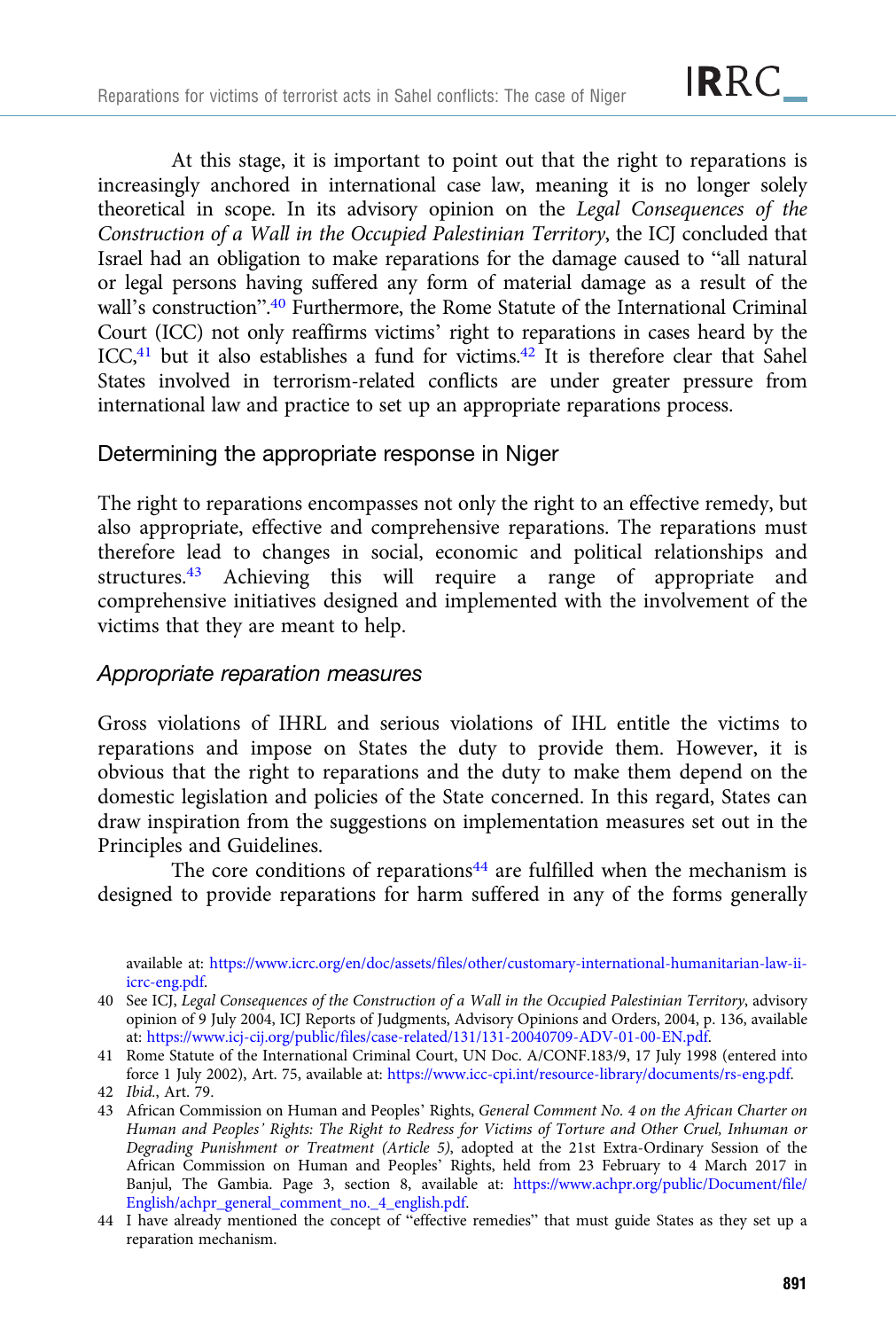At this stage, it is important to point out that the right to reparations is increasingly anchored in international case law, meaning it is no longer solely theoretical in scope. In its advisory opinion on the *Legal Consequences of the Construction of a Wall in the Occupied Palestinian Territory*, the ICJ concluded that Israel had an obligation to make reparations for the damage caused to "all natural or legal persons having suffered any form of material damage as a result of the wall's construction".[40] Furthermore, the Rome Statute of the International Criminal Court (ICC) not only reaffirms victims' right to reparations in cases heard by the ICC,[41] but it also establishes a fund for victims.[42] It is therefore clear that Sahel States involved in terrorism-related conflicts are under greater pressure from international law and practice to set up an appropriate reparations process.

## Determining the appropriate response in Niger

The right to reparations encompasses not only the right to an effective remedy, but also appropriate, effective and comprehensive reparations. The reparations must therefore lead to changes in social, economic and political relationships and structures.[43] Achieving this will require a range of appropriate and comprehensive initiatives designed and implemented with the involvement of the victims that they are meant to help.

### *Appropriate reparation measures*

Gross violations of IHRL and serious violations of IHL entitle the victims to reparations and impose on States the duty to provide them. However, it is obvious that the right to reparations and the duty to make them depend on the domestic legislation and policies of the State concerned. In this regard, States can draw inspiration from the suggestions on implementation measures set out in the Principles and Guidelines.

The core conditions of reparations[44] are fulfilled when the mechanism is designed to provide reparations for harm suffered in any of the forms generally

---

available at: https://www.icrc.org/en/doc/assets/files/other/customary-international-humanitarian-law-ii-icrc-eng.pdf.

40 See ICJ, *Legal Consequences of the Construction of a Wall in the Occupied Palestinian Territory*, advisory opinion of 9 July 2004, ICJ Reports of Judgments, Advisory Opinions and Orders, 2004, p. 136, available at: https://www.icj-cij.org/public/files/case-related/131/131-20040709-ADV-01-00-EN.pdf.

41 Rome Statute of the International Criminal Court, UN Doc. A/CONF.183/9, 17 July 1998 (entered into force 1 July 2002), Art. 75, available at: https://www.icc-cpi.int/resource-library/documents/rs-eng.pdf.

42 *Ibid.*, Art. 79.

43 African Commission on Human and Peoples' Rights, *General Comment No. 4 on the African Charter on Human and Peoples' Rights: The Right to Redress for Victims of Torture and Other Cruel, Inhuman or Degrading Punishment or Treatment (Article 5)*, adopted at the 21st Extra-Ordinary Session of the African Commission on Human and Peoples' Rights, held from 23 February to 4 March 2017 in Banjul, The Gambia. Page 3, section 8, available at: https://www.achpr.org/public/Document/file/English/achpr_general_comment_no._4_english.pdf.

44 I have already mentioned the concept of "effective remedies" that must guide States as they set up a reparation mechanism.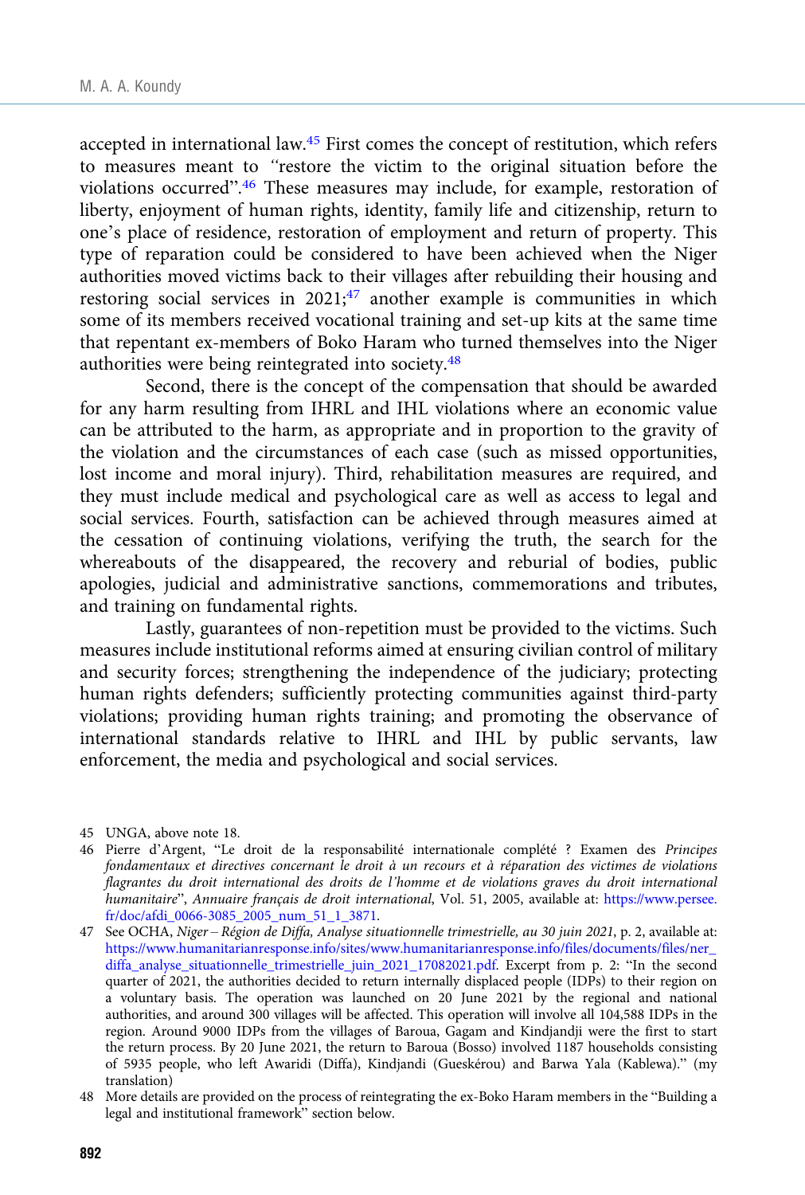accepted in international law.[45] First comes the concept of restitution, which refers to measures meant to "restore the victim to the original situation before the violations occurred".[46] These measures may include, for example, restoration of liberty, enjoyment of human rights, identity, family life and citizenship, return to one's place of residence, restoration of employment and return of property. This type of reparation could be considered to have been achieved when the Niger authorities moved victims back to their villages after rebuilding their housing and restoring social services in 2021;[47] another example is communities in which some of its members received vocational training and set-up kits at the same time that repentant ex-members of Boko Haram who turned themselves into the Niger authorities were being reintegrated into society.[48]

Second, there is the concept of the compensation that should be awarded for any harm resulting from IHRL and IHL violations where an economic value can be attributed to the harm, as appropriate and in proportion to the gravity of the violation and the circumstances of each case (such as missed opportunities, lost income and moral injury). Third, rehabilitation measures are required, and they must include medical and psychological care as well as access to legal and social services. Fourth, satisfaction can be achieved through measures aimed at the cessation of continuing violations, verifying the truth, the search for the whereabouts of the disappeared, the recovery and reburial of bodies, public apologies, judicial and administrative sanctions, commemorations and tributes, and training on fundamental rights.

Lastly, guarantees of non-repetition must be provided to the victims. Such measures include institutional reforms aimed at ensuring civilian control of military and security forces; strengthening the independence of the judiciary; protecting human rights defenders; sufficiently protecting communities against third-party violations; providing human rights training; and promoting the observance of international standards relative to IHRL and IHL by public servants, law enforcement, the media and psychological and social services.

---

45 UNGA, above note 18.

46 Pierre d'Argent, "Le droit de la responsabilité internationale complété ? Examen des *Principes fondamentaux et directives concernant le droit à un recours et à réparation des victimes de violations flagrantes du droit international des droits de l'homme et de violations graves du droit international humanitaire*", *Annuaire français de droit international*, Vol. 51, 2005, available at: https://www.persee.fr/doc/afdi_0066-3085_2005_num_51_1_3871.

47 See OCHA, *Niger – Région de Diffa, Analyse situationnelle trimestrielle, au 30 juin 2021*, p. 2, available at: https://www.humanitarianresponse.info/sites/www.humanitarianresponse.info/files/documents/files/ner_diffa_analyse_situationnelle_trimestrielle_juin_2021_17082021.pdf. Excerpt from p. 2: "In the second quarter of 2021, the authorities decided to return internally displaced people (IDPs) to their region on a voluntary basis. The operation was launched on 20 June 2021 by the regional and national authorities, and around 300 villages will be affected. This operation will involve all 104,588 IDPs in the region. Around 9000 IDPs from the villages of Baroua, Gagam and Kindjandji were the first to start the return process. By 20 June 2021, the return to Baroua (Bosso) involved 1187 households consisting of 5935 people, who left Awaridi (Diffa), Kindjandi (Gueskérou) and Barwa Yala (Kablewa)." (my translation)

48 More details are provided on the process of reintegrating the ex-Boko Haram members in the "Building a legal and institutional framework" section below.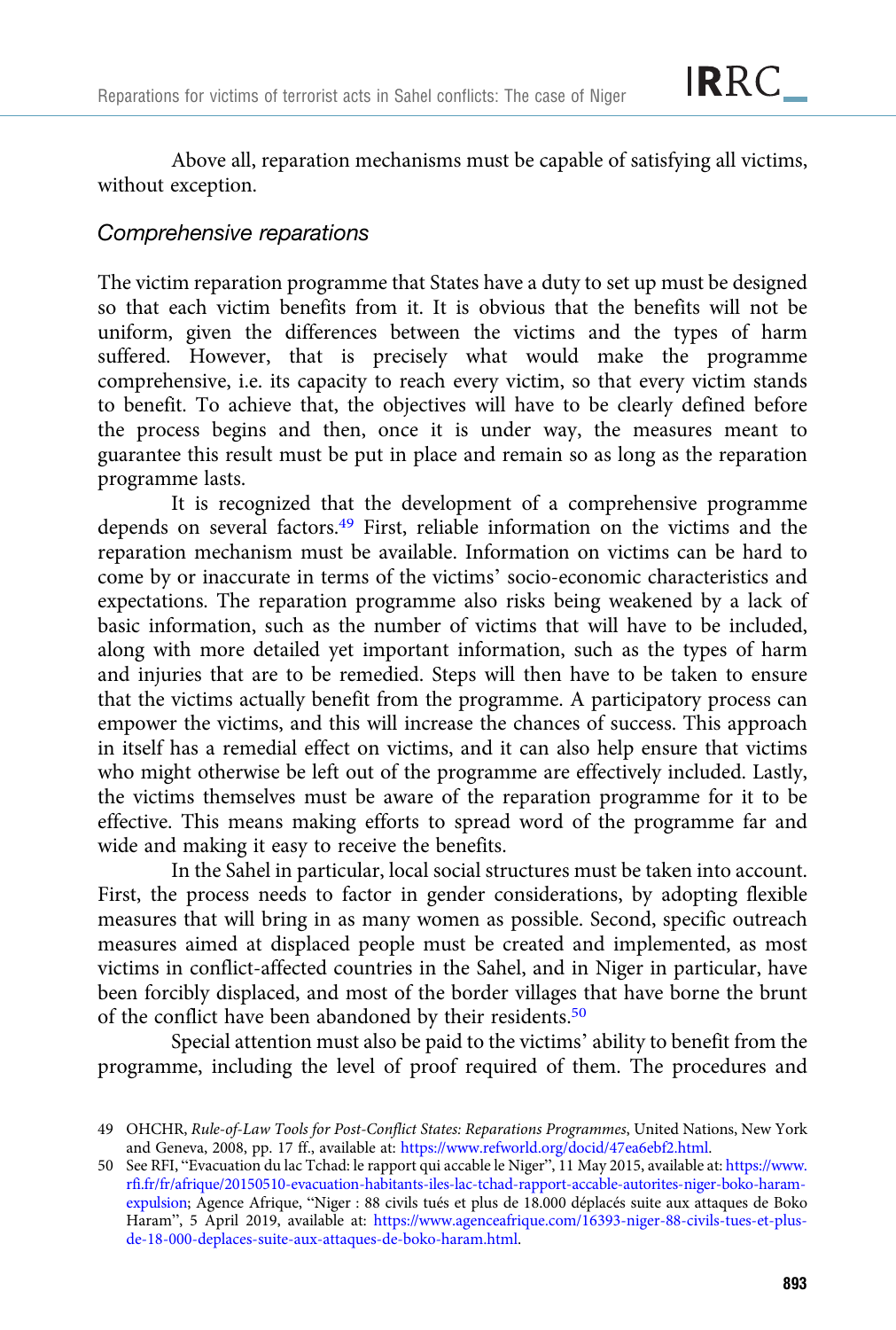Above all, reparation mechanisms must be capable of satisfying all victims, without exception.

### *Comprehensive reparations*

The victim reparation programme that States have a duty to set up must be designed so that each victim benefits from it. It is obvious that the benefits will not be uniform, given the differences between the victims and the types of harm suffered. However, that is precisely what would make the programme comprehensive, i.e. its capacity to reach every victim, so that every victim stands to benefit. To achieve that, the objectives will have to be clearly defined before the process begins and then, once it is under way, the measures meant to guarantee this result must be put in place and remain so as long as the reparation programme lasts.

It is recognized that the development of a comprehensive programme depends on several factors.[49] First, reliable information on the victims and the reparation mechanism must be available. Information on victims can be hard to come by or inaccurate in terms of the victims' socio-economic characteristics and expectations. The reparation programme also risks being weakened by a lack of basic information, such as the number of victims that will have to be included, along with more detailed yet important information, such as the types of harm and injuries that are to be remedied. Steps will then have to be taken to ensure that the victims actually benefit from the programme. A participatory process can empower the victims, and this will increase the chances of success. This approach in itself has a remedial effect on victims, and it can also help ensure that victims who might otherwise be left out of the programme are effectively included. Lastly, the victims themselves must be aware of the reparation programme for it to be effective. This means making efforts to spread word of the programme far and wide and making it easy to receive the benefits.

In the Sahel in particular, local social structures must be taken into account. First, the process needs to factor in gender considerations, by adopting flexible measures that will bring in as many women as possible. Second, specific outreach measures aimed at displaced people must be created and implemented, as most victims in conflict-affected countries in the Sahel, and in Niger in particular, have been forcibly displaced, and most of the border villages that have borne the brunt of the conflict have been abandoned by their residents.[50]

Special attention must also be paid to the victims' ability to benefit from the programme, including the level of proof required of them. The procedures and

---

49 OHCHR, *Rule-of-Law Tools for Post-Conflict States: Reparations Programmes*, United Nations, New York and Geneva, 2008, pp. 17 ff., available at: https://www.refworld.org/docid/47ea6ebf2.html.

50 See RFI, "Evacuation du lac Tchad: le rapport qui accable le Niger", 11 May 2015, available at: https://www.rfi.fr/fr/afrique/20150510-evacuation-habitants-iles-lac-tchad-rapport-accable-autorites-niger-boko-haram-expulsion; Agence Afrique, "Niger : 88 civils tués et plus de 18.000 déplacés suite aux attaques de Boko Haram", 5 April 2019, available at: https://www.agenceafrique.com/16393-niger-88-civils-tues-et-plus-de-18-000-deplaces-suite-aux-attaques-de-boko-haram.html.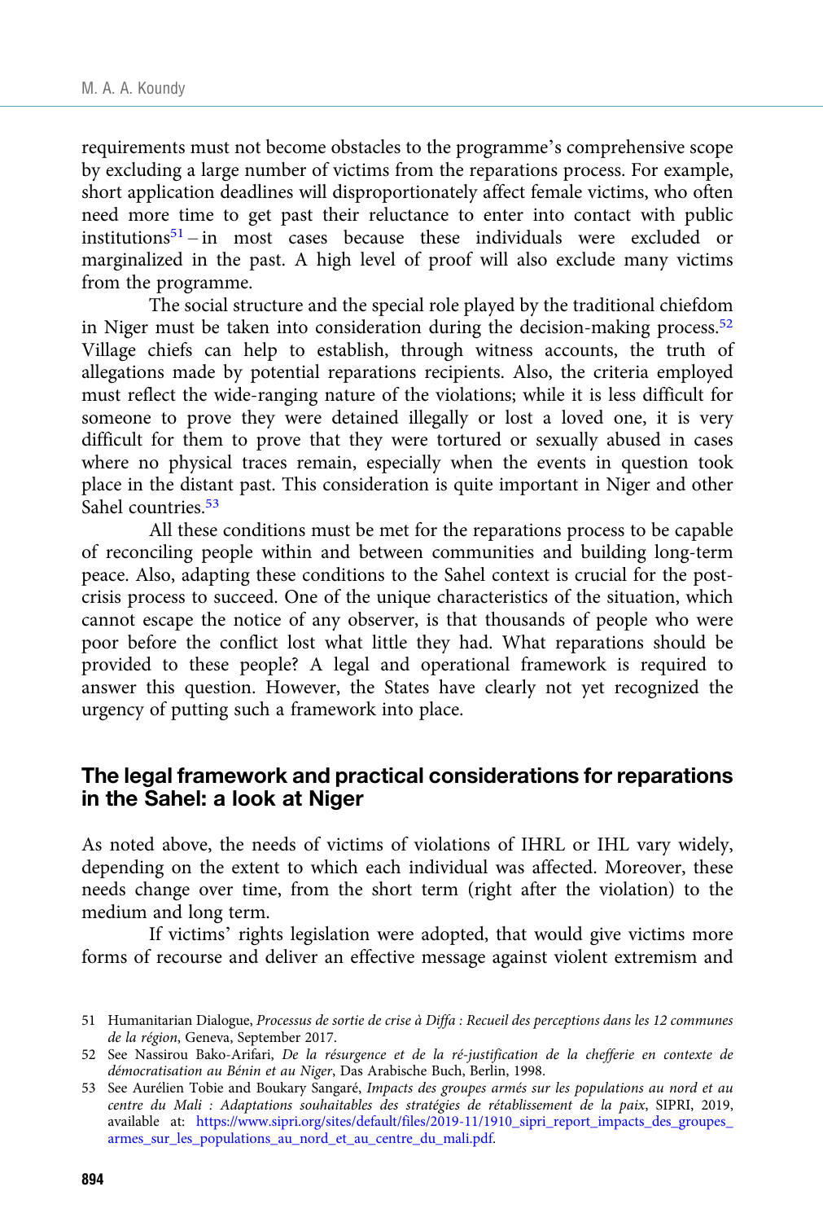requirements must not become obstacles to the programme's comprehensive scope by excluding a large number of victims from the reparations process. For example, short application deadlines will disproportionately affect female victims, who often need more time to get past their reluctance to enter into contact with public institutions[51] – in most cases because these individuals were excluded or marginalized in the past. A high level of proof will also exclude many victims from the programme.

The social structure and the special role played by the traditional chiefdom in Niger must be taken into consideration during the decision-making process.[52] Village chiefs can help to establish, through witness accounts, the truth of allegations made by potential reparations recipients. Also, the criteria employed must reflect the wide-ranging nature of the violations; while it is less difficult for someone to prove they were detained illegally or lost a loved one, it is very difficult for them to prove that they were tortured or sexually abused in cases where no physical traces remain, especially when the events in question took place in the distant past. This consideration is quite important in Niger and other Sahel countries.[53]

All these conditions must be met for the reparations process to be capable of reconciling people within and between communities and building long-term peace. Also, adapting these conditions to the Sahel context is crucial for the post-crisis process to succeed. One of the unique characteristics of the situation, which cannot escape the notice of any observer, is that thousands of people who were poor before the conflict lost what little they had. What reparations should be provided to these people? A legal and operational framework is required to answer this question. However, the States have clearly not yet recognized the urgency of putting such a framework into place.

## The legal framework and practical considerations for reparations in the Sahel: a look at Niger

As noted above, the needs of victims of violations of IHRL or IHL vary widely, depending on the extent to which each individual was affected. Moreover, these needs change over time, from the short term (right after the violation) to the medium and long term.

If victims' rights legislation were adopted, that would give victims more forms of recourse and deliver an effective message against violent extremism and

---

51 Humanitarian Dialogue, *Processus de sortie de crise à Diffa : Recueil des perceptions dans les 12 communes de la région*, Geneva, September 2017.

52 See Nassirou Bako-Arifari, *De la résurgence et de la ré-justification de la chefferie en contexte de démocratisation au Bénin et au Niger*, Das Arabische Buch, Berlin, 1998.

53 See Aurélien Tobie and Boukary Sangaré, *Impacts des groupes armés sur les populations au nord et au centre du Mali : Adaptations souhaitables des stratégies de rétablissement de la paix*, SIPRI, 2019, available at: https://www.sipri.org/sites/default/files/2019-11/1910_sipri_report_impacts_des_groupes_armes_sur_les_populations_au_nord_et_au_centre_du_mali.pdf.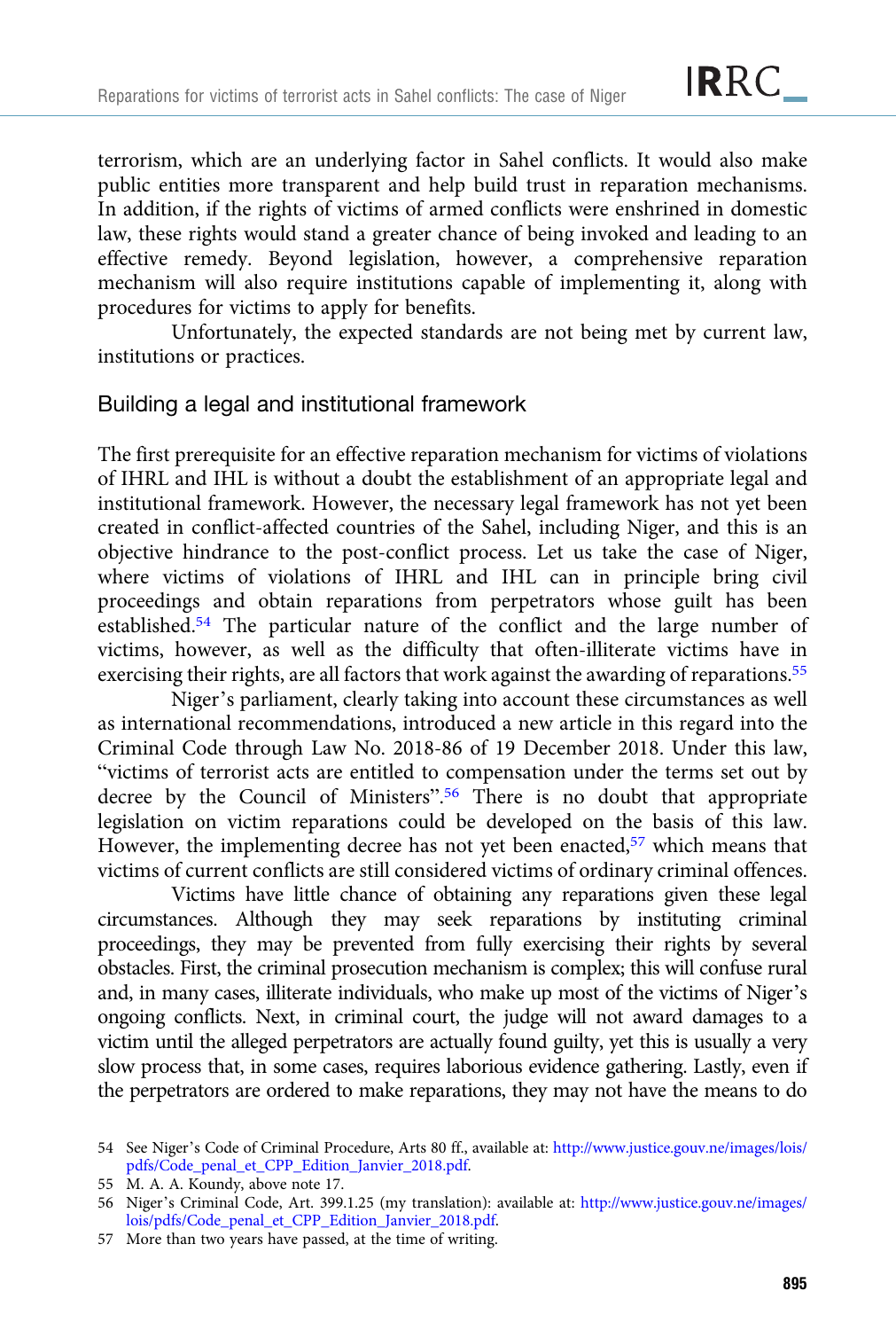terrorism, which are an underlying factor in Sahel conflicts. It would also make public entities more transparent and help build trust in reparation mechanisms. In addition, if the rights of victims of armed conflicts were enshrined in domestic law, these rights would stand a greater chance of being invoked and leading to an effective remedy. Beyond legislation, however, a comprehensive reparation mechanism will also require institutions capable of implementing it, along with procedures for victims to apply for benefits.

Unfortunately, the expected standards are not being met by current law, institutions or practices.

## Building a legal and institutional framework

The first prerequisite for an effective reparation mechanism for victims of violations of IHRL and IHL is without a doubt the establishment of an appropriate legal and institutional framework. However, the necessary legal framework has not yet been created in conflict-affected countries of the Sahel, including Niger, and this is an objective hindrance to the post-conflict process. Let us take the case of Niger, where victims of violations of IHRL and IHL can in principle bring civil proceedings and obtain reparations from perpetrators whose guilt has been established.[54] The particular nature of the conflict and the large number of victims, however, as well as the difficulty that often-illiterate victims have in exercising their rights, are all factors that work against the awarding of reparations.[55]

Niger's parliament, clearly taking into account these circumstances as well as international recommendations, introduced a new article in this regard into the Criminal Code through Law No. 2018-86 of 19 December 2018. Under this law, "victims of terrorist acts are entitled to compensation under the terms set out by decree by the Council of Ministers".[56] There is no doubt that appropriate legislation on victim reparations could be developed on the basis of this law. However, the implementing decree has not yet been enacted,[57] which means that victims of current conflicts are still considered victims of ordinary criminal offences.

Victims have little chance of obtaining any reparations given these legal circumstances. Although they may seek reparations by instituting criminal proceedings, they may be prevented from fully exercising their rights by several obstacles. First, the criminal prosecution mechanism is complex; this will confuse rural and, in many cases, illiterate individuals, who make up most of the victims of Niger's ongoing conflicts. Next, in criminal court, the judge will not award damages to a victim until the alleged perpetrators are actually found guilty, yet this is usually a very slow process that, in some cases, requires laborious evidence gathering. Lastly, even if the perpetrators are ordered to make reparations, they may not have the means to do

---

54 See Niger's Code of Criminal Procedure, Arts 80 ff., available at: http://www.justice.gouv.ne/images/lois/pdfs/Code_penal_et_CPP_Edition_Janvier_2018.pdf.

55 M. A. A. Koundy, above note 17.

56 Niger's Criminal Code, Art. 399.1.25 (my translation): available at: http://www.justice.gouv.ne/images/lois/pdfs/Code_penal_et_CPP_Edition_Janvier_2018.pdf.

57 More than two years have passed, at the time of writing.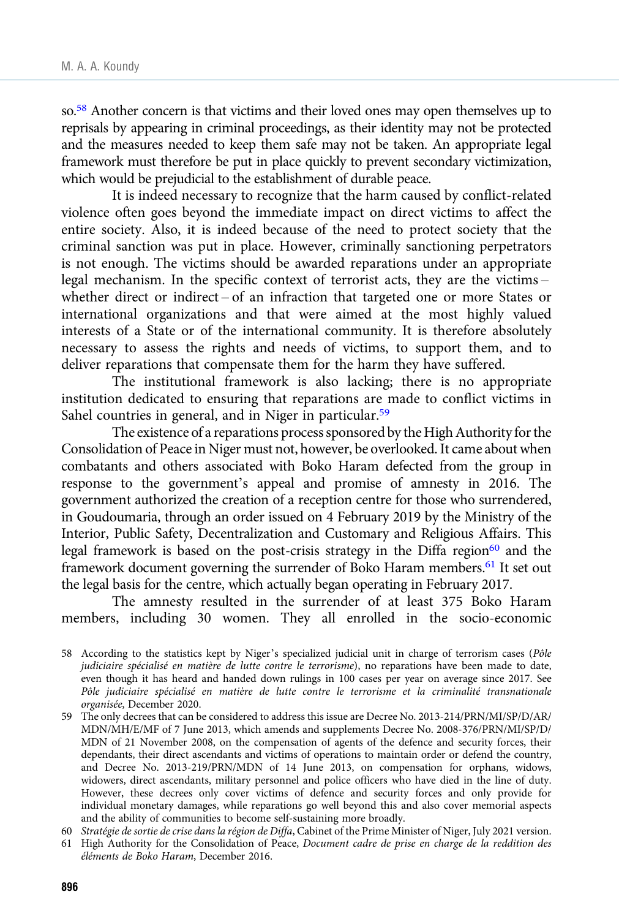so.[58] Another concern is that victims and their loved ones may open themselves up to reprisals by appearing in criminal proceedings, as their identity may not be protected and the measures needed to keep them safe may not be taken. An appropriate legal framework must therefore be put in place quickly to prevent secondary victimization, which would be prejudicial to the establishment of durable peace.

It is indeed necessary to recognize that the harm caused by conflict-related violence often goes beyond the immediate impact on direct victims to affect the entire society. Also, it is indeed because of the need to protect society that the criminal sanction was put in place. However, criminally sanctioning perpetrators is not enough. The victims should be awarded reparations under an appropriate legal mechanism. In the specific context of terrorist acts, they are the victims – whether direct or indirect – of an infraction that targeted one or more States or international organizations and that were aimed at the most highly valued interests of a State or of the international community. It is therefore absolutely necessary to assess the rights and needs of victims, to support them, and to deliver reparations that compensate them for the harm they have suffered.

The institutional framework is also lacking; there is no appropriate institution dedicated to ensuring that reparations are made to conflict victims in Sahel countries in general, and in Niger in particular.[59]

The existence of a reparations process sponsored by the High Authority for the Consolidation of Peace in Niger must not, however, be overlooked. It came about when combatants and others associated with Boko Haram defected from the group in response to the government's appeal and promise of amnesty in 2016. The government authorized the creation of a reception centre for those who surrendered, in Goudoumaria, through an order issued on 4 February 2019 by the Ministry of the Interior, Public Safety, Decentralization and Customary and Religious Affairs. This legal framework is based on the post-crisis strategy in the Diffa region[60] and the framework document governing the surrender of Boko Haram members.[61] It set out the legal basis for the centre, which actually began operating in February 2017.

The amnesty resulted in the surrender of at least 375 Boko Haram members, including 30 women. They all enrolled in the socio-economic

58 According to the statistics kept by Niger's specialized judicial unit in charge of terrorism cases (*Pôle judiciaire spécialisé en matière de lutte contre le terrorisme*), no reparations have been made to date, even though it has heard and handed down rulings in 100 cases per year on average since 2017. See *Pôle judiciaire spécialisé en matière de lutte contre le terrorisme et la criminalité transnationale organisée*, December 2020.

59 The only decrees that can be considered to address this issue are Decree No. 2013-214/PRN/MI/SP/D/AR/MDN/MH/E/MF of 7 June 2013, which amends and supplements Decree No. 2008-376/PRN/MI/SP/D/MDN of 21 November 2008, on the compensation of agents of the defence and security forces, their dependants, their direct ascendants and victims of operations to maintain order or defend the country, and Decree No. 2013-219/PRN/MDN of 14 June 2013, on compensation for orphans, widows, widowers, direct ascendants, military personnel and police officers who have died in the line of duty. However, these decrees only cover victims of defence and security forces and only provide for individual monetary damages, while reparations go well beyond this and also cover memorial aspects and the ability of communities to become self-sustaining more broadly.

60 *Stratégie de sortie de crise dans la région de Diffa*, Cabinet of the Prime Minister of Niger, July 2021 version.

61 High Authority for the Consolidation of Peace, *Document cadre de prise en charge de la reddition des éléments de Boko Haram*, December 2016.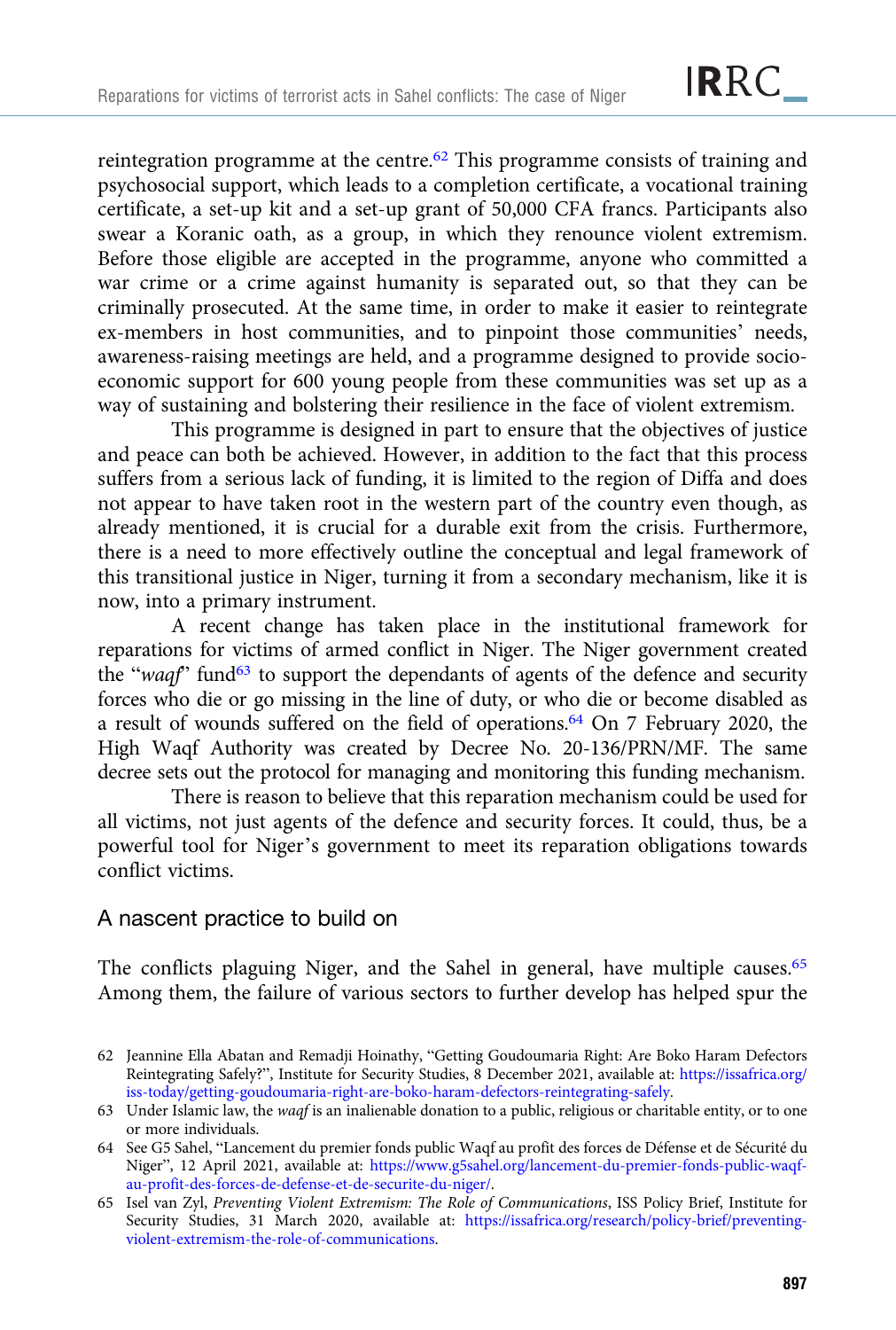reintegration programme at the centre.[62] This programme consists of training and psychosocial support, which leads to a completion certificate, a vocational training certificate, a set-up kit and a set-up grant of 50,000 CFA francs. Participants also swear a Koranic oath, as a group, in which they renounce violent extremism. Before those eligible are accepted in the programme, anyone who committed a war crime or a crime against humanity is separated out, so that they can be criminally prosecuted. At the same time, in order to make it easier to reintegrate ex-members in host communities, and to pinpoint those communities' needs, awareness-raising meetings are held, and a programme designed to provide socio-economic support for 600 young people from these communities was set up as a way of sustaining and bolstering their resilience in the face of violent extremism.

This programme is designed in part to ensure that the objectives of justice and peace can both be achieved. However, in addition to the fact that this process suffers from a serious lack of funding, it is limited to the region of Diffa and does not appear to have taken root in the western part of the country even though, as already mentioned, it is crucial for a durable exit from the crisis. Furthermore, there is a need to more effectively outline the conceptual and legal framework of this transitional justice in Niger, turning it from a secondary mechanism, like it is now, into a primary instrument.

A recent change has taken place in the institutional framework for reparations for victims of armed conflict in Niger. The Niger government created the "*waqf*" fund[63] to support the dependants of agents of the defence and security forces who die or go missing in the line of duty, or who die or become disabled as a result of wounds suffered on the field of operations.[64] On 7 February 2020, the High Waqf Authority was created by Decree No. 20-136/PRN/MF. The same decree sets out the protocol for managing and monitoring this funding mechanism.

There is reason to believe that this reparation mechanism could be used for all victims, not just agents of the defence and security forces. It could, thus, be a powerful tool for Niger's government to meet its reparation obligations towards conflict victims.

## A nascent practice to build on

The conflicts plaguing Niger, and the Sahel in general, have multiple causes.[65] Among them, the failure of various sectors to further develop has helped spur the

62 Jeannine Ella Abatan and Remadji Hoinathy, "Getting Goudoumaria Right: Are Boko Haram Defectors Reintegrating Safely?", Institute for Security Studies, 8 December 2021, available at: https://issafrica.org/iss-today/getting-goudoumaria-right-are-boko-haram-defectors-reintegrating-safely.

63 Under Islamic law, the *waqf* is an inalienable donation to a public, religious or charitable entity, or to one or more individuals.

64 See G5 Sahel, "Lancement du premier fonds public Waqf au profit des forces de Défense et de Sécurité du Niger", 12 April 2021, available at: https://www.g5sahel.org/lancement-du-premier-fonds-public-waqf-au-profit-des-forces-de-defense-et-de-securite-du-niger/.

65 Isel van Zyl, *Preventing Violent Extremism: The Role of Communications*, ISS Policy Brief, Institute for Security Studies, 31 March 2020, available at: https://issafrica.org/research/policy-brief/preventing-violent-extremism-the-role-of-communications.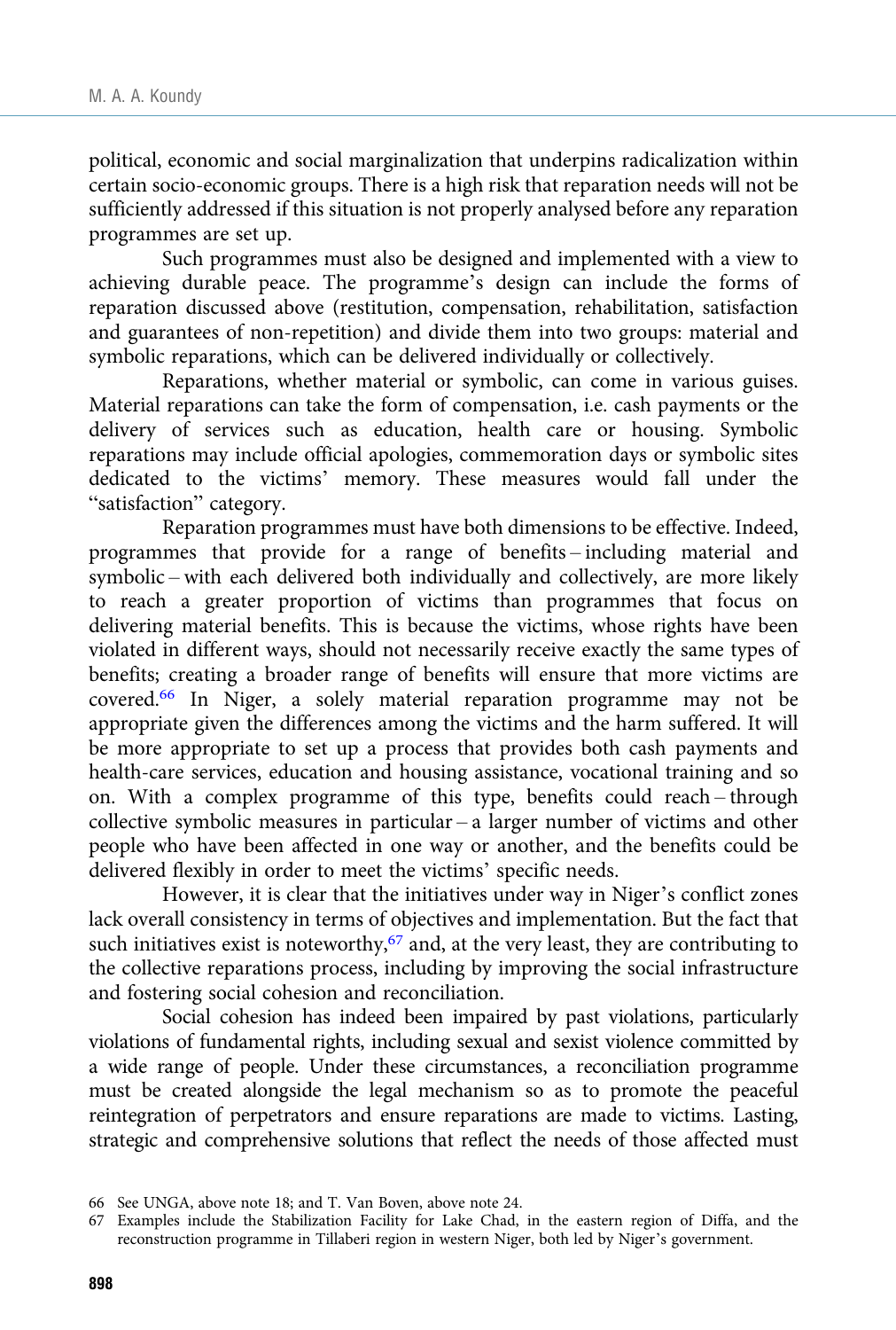political, economic and social marginalization that underpins radicalization within certain socio-economic groups. There is a high risk that reparation needs will not be sufficiently addressed if this situation is not properly analysed before any reparation programmes are set up.

Such programmes must also be designed and implemented with a view to achieving durable peace. The programme's design can include the forms of reparation discussed above (restitution, compensation, rehabilitation, satisfaction and guarantees of non-repetition) and divide them into two groups: material and symbolic reparations, which can be delivered individually or collectively.

Reparations, whether material or symbolic, can come in various guises. Material reparations can take the form of compensation, i.e. cash payments or the delivery of services such as education, health care or housing. Symbolic reparations may include official apologies, commemoration days or symbolic sites dedicated to the victims' memory. These measures would fall under the "satisfaction" category.

Reparation programmes must have both dimensions to be effective. Indeed, programmes that provide for a range of benefits – including material and symbolic – with each delivered both individually and collectively, are more likely to reach a greater proportion of victims than programmes that focus on delivering material benefits. This is because the victims, whose rights have been violated in different ways, should not necessarily receive exactly the same types of benefits; creating a broader range of benefits will ensure that more victims are covered.[66] In Niger, a solely material reparation programme may not be appropriate given the differences among the victims and the harm suffered. It will be more appropriate to set up a process that provides both cash payments and health-care services, education and housing assistance, vocational training and so on. With a complex programme of this type, benefits could reach – through collective symbolic measures in particular – a larger number of victims and other people who have been affected in one way or another, and the benefits could be delivered flexibly in order to meet the victims' specific needs.

However, it is clear that the initiatives under way in Niger's conflict zones lack overall consistency in terms of objectives and implementation. But the fact that such initiatives exist is noteworthy,[67] and, at the very least, they are contributing to the collective reparations process, including by improving the social infrastructure and fostering social cohesion and reconciliation.

Social cohesion has indeed been impaired by past violations, particularly violations of fundamental rights, including sexual and sexist violence committed by a wide range of people. Under these circumstances, a reconciliation programme must be created alongside the legal mechanism so as to promote the peaceful reintegration of perpetrators and ensure reparations are made to victims. Lasting, strategic and comprehensive solutions that reflect the needs of those affected must

66 See UNGA, above note 18; and T. Van Boven, above note 24.

67 Examples include the Stabilization Facility for Lake Chad, in the eastern region of Diffa, and the reconstruction programme in Tillaberi region in western Niger, both led by Niger's government.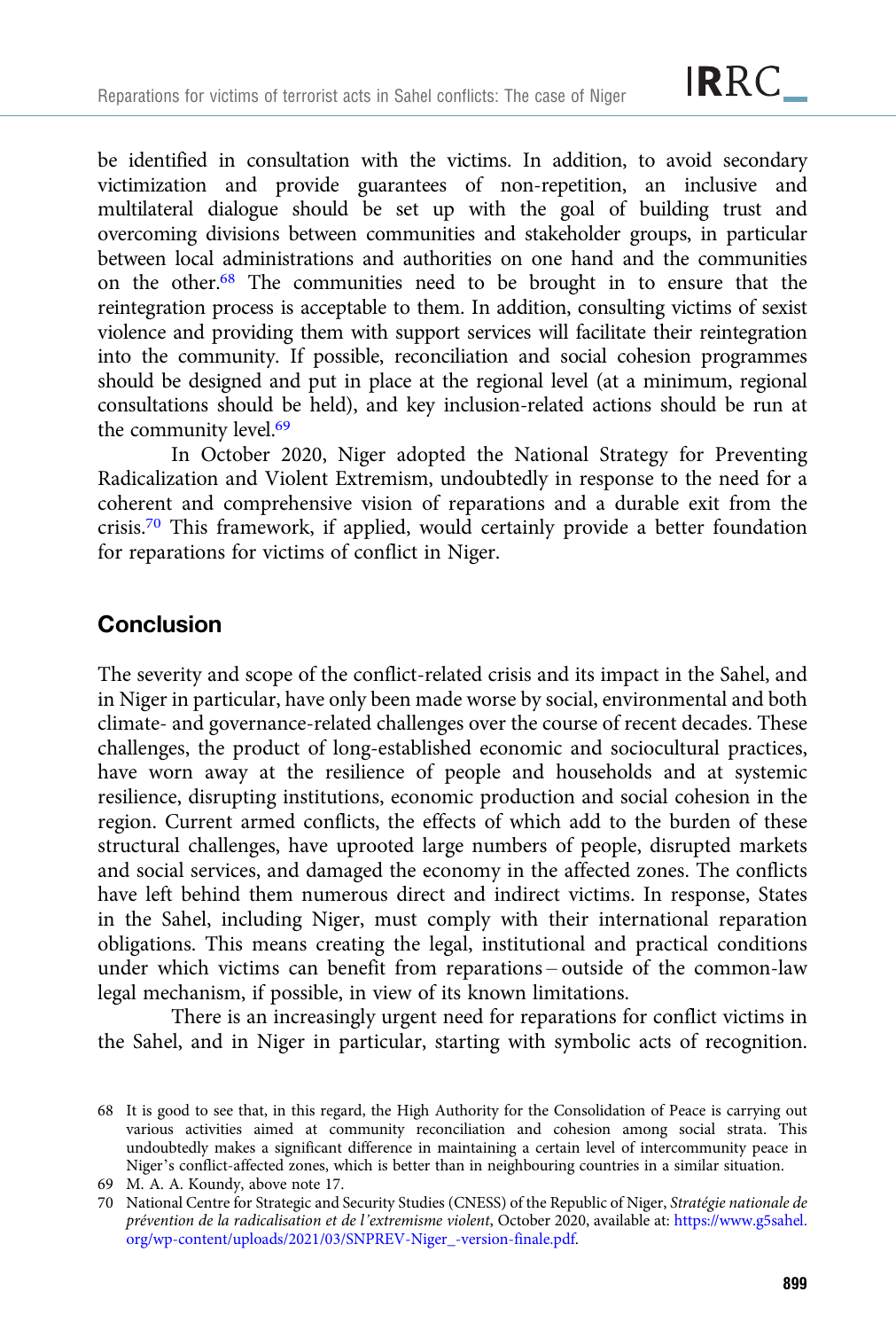be identified in consultation with the victims. In addition, to avoid secondary victimization and provide guarantees of non-repetition, an inclusive and multilateral dialogue should be set up with the goal of building trust and overcoming divisions between communities and stakeholder groups, in particular between local administrations and authorities on one hand and the communities on the other.[68] The communities need to be brought in to ensure that the reintegration process is acceptable to them. In addition, consulting victims of sexist violence and providing them with support services will facilitate their reintegration into the community. If possible, reconciliation and social cohesion programmes should be designed and put in place at the regional level (at a minimum, regional consultations should be held), and key inclusion-related actions should be run at the community level.[69]

In October 2020, Niger adopted the National Strategy for Preventing Radicalization and Violent Extremism, undoubtedly in response to the need for a coherent and comprehensive vision of reparations and a durable exit from the crisis.[70] This framework, if applied, would certainly provide a better foundation for reparations for victims of conflict in Niger.

## Conclusion

The severity and scope of the conflict-related crisis and its impact in the Sahel, and in Niger in particular, have only been made worse by social, environmental and both climate- and governance-related challenges over the course of recent decades. These challenges, the product of long-established economic and sociocultural practices, have worn away at the resilience of people and households and at systemic resilience, disrupting institutions, economic production and social cohesion in the region. Current armed conflicts, the effects of which add to the burden of these structural challenges, have uprooted large numbers of people, disrupted markets and social services, and damaged the economy in the affected zones. The conflicts have left behind them numerous direct and indirect victims. In response, States in the Sahel, including Niger, must comply with their international reparation obligations. This means creating the legal, institutional and practical conditions under which victims can benefit from reparations – outside of the common-law legal mechanism, if possible, in view of its known limitations.

There is an increasingly urgent need for reparations for conflict victims in the Sahel, and in Niger in particular, starting with symbolic acts of recognition.

68 It is good to see that, in this regard, the High Authority for the Consolidation of Peace is carrying out various activities aimed at community reconciliation and cohesion among social strata. This undoubtedly makes a significant difference in maintaining a certain level of intercommunity peace in Niger's conflict-affected zones, which is better than in neighbouring countries in a similar situation.

69 M. A. A. Koundy, above note 17.

70 National Centre for Strategic and Security Studies (CNESS) of the Republic of Niger, *Stratégie nationale de prévention de la radicalisation et de l'extremisme violent*, October 2020, available at: https://www.g5sahel.org/wp-content/uploads/2021/03/SNPREV-Niger_-version-finale.pdf.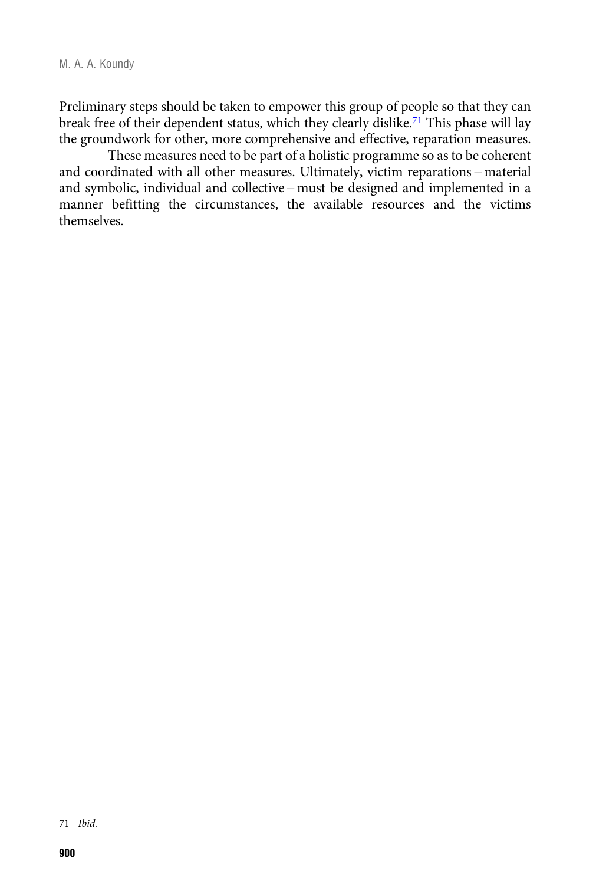Preliminary steps should be taken to empower this group of people so that they can break free of their dependent status, which they clearly dislike.[71] This phase will lay the groundwork for other, more comprehensive and effective, reparation measures.

These measures need to be part of a holistic programme so as to be coherent and coordinated with all other measures. Ultimately, victim reparations – material and symbolic, individual and collective – must be designed and implemented in a manner befitting the circumstances, the available resources and the victims themselves.

71 *Ibid.*